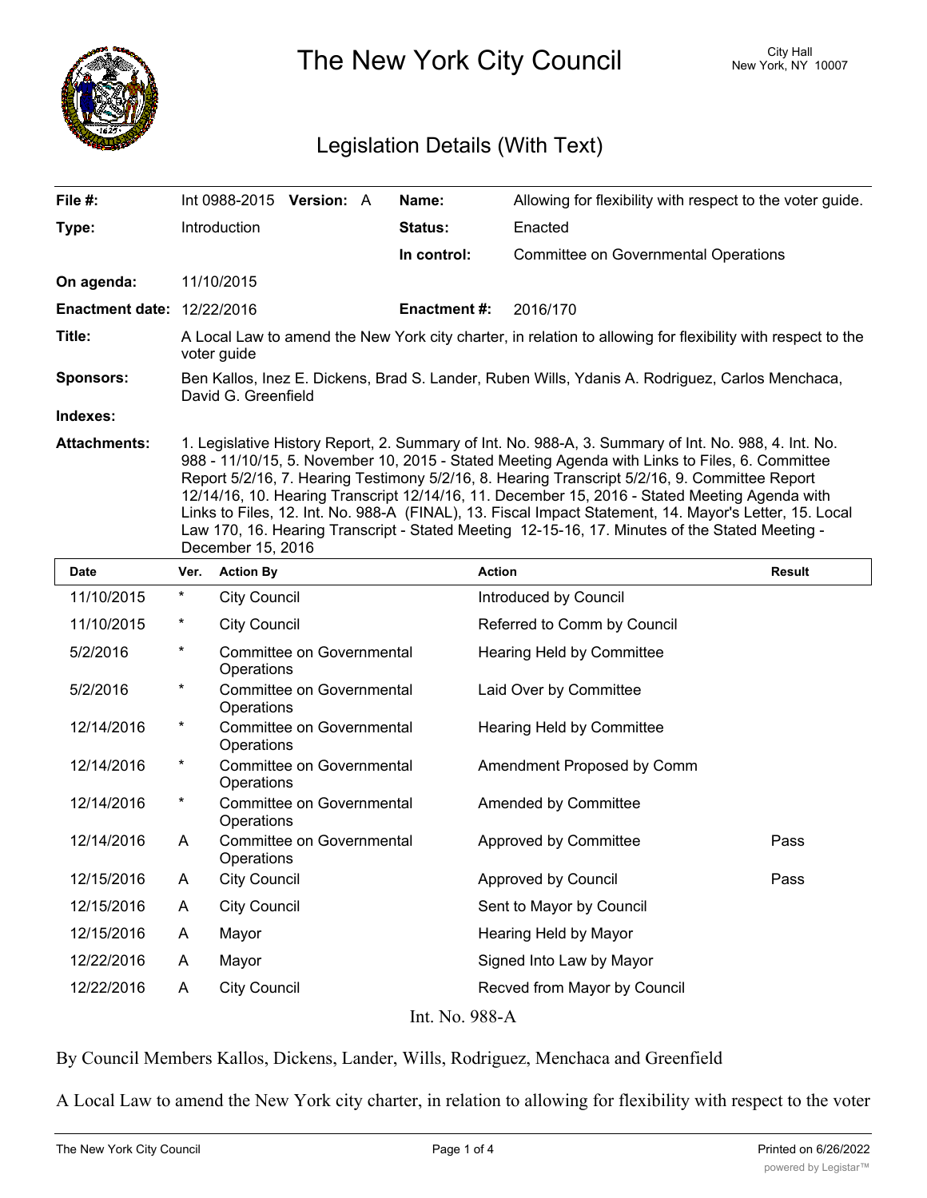# The New York City Council

City Hall
New York, NY 10007

## Legislation Details (With Text)

| | | | |
|---|---|---|---|
| **File #:** | Int 0988-2015 **Version:** A | **Name:** | Allowing for flexibility with respect to the voter guide. |
| **Type:** | Introduction | **Status:** | Enacted |
| | | **In control:** | Committee on Governmental Operations |
| **On agenda:** | 11/10/2015 | | |
| **Enactment date:** | 12/22/2016 | **Enactment #:** | 2016/170 |

**Title:** A Local Law to amend the New York city charter, in relation to allowing for flexibility with respect to the voter guide

**Sponsors:** Ben Kallos, Inez E. Dickens, Brad S. Lander, Ruben Wills, Ydanis A. Rodriguez, Carlos Menchaca, David G. Greenfield

**Indexes:**

**Attachments:** 1. Legislative History Report, 2. Summary of Int. No. 988-A, 3. Summary of Int. No. 988, 4. Int. No. 988 - 11/10/15, 5. November 10, 2015 - Stated Meeting Agenda with Links to Files, 6. Committee Report 5/2/16, 7. Hearing Testimony 5/2/16, 8. Hearing Transcript 5/2/16, 9. Committee Report 12/14/16, 10. Hearing Transcript 12/14/16, 11. December 15, 2016 - Stated Meeting Agenda with Links to Files, 12. Int. No. 988-A (FINAL), 13. Fiscal Impact Statement, 14. Mayor's Letter, 15. Local Law 170, 16. Hearing Transcript - Stated Meeting 12-15-16, 17. Minutes of the Stated Meeting - December 15, 2016

| Date | Ver. | Action By | Action | Result |
|---|---|---|---|---|
| 11/10/2015 | * | City Council | Introduced by Council | |
| 11/10/2015 | * | City Council | Referred to Comm by Council | |
| 5/2/2016 | * | Committee on Governmental Operations | Hearing Held by Committee | |
| 5/2/2016 | * | Committee on Governmental Operations | Laid Over by Committee | |
| 12/14/2016 | * | Committee on Governmental Operations | Hearing Held by Committee | |
| 12/14/2016 | * | Committee on Governmental Operations | Amendment Proposed by Comm | |
| 12/14/2016 | * | Committee on Governmental Operations | Amended by Committee | |
| 12/14/2016 | A | Committee on Governmental Operations | Approved by Committee | Pass |
| 12/15/2016 | A | City Council | Approved by Council | Pass |
| 12/15/2016 | A | City Council | Sent to Mayor by Council | |
| 12/15/2016 | A | Mayor | Hearing Held by Mayor | |
| 12/22/2016 | A | Mayor | Signed Into Law by Mayor | |
| 12/22/2016 | A | City Council | Recved from Mayor by Council | |

Int. No. 988-A

By Council Members Kallos, Dickens, Lander, Wills, Rodriguez, Menchaca and Greenfield

A Local Law to amend the New York city charter, in relation to allowing for flexibility with respect to the voter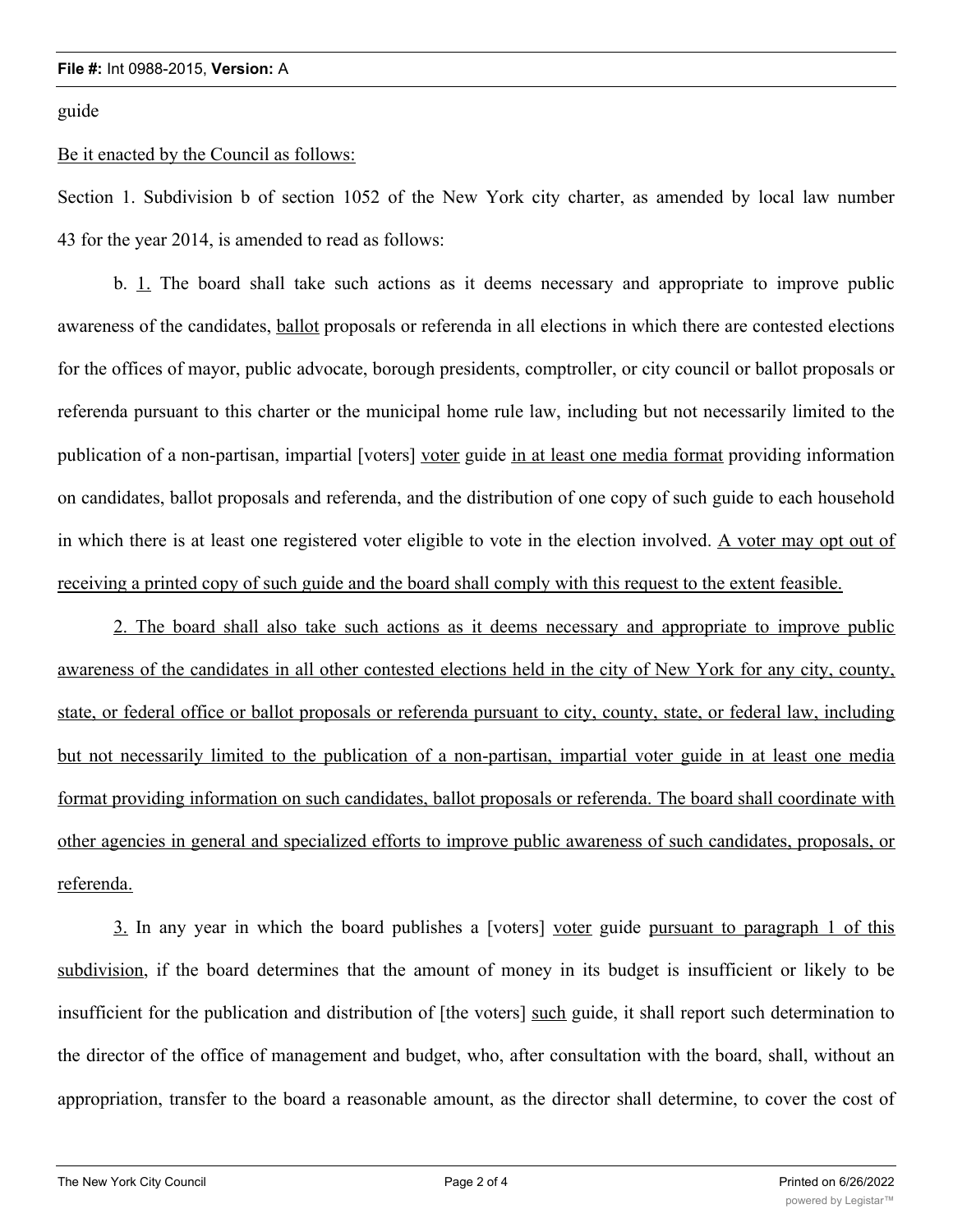guide

Be it enacted by the Council as follows:

Section 1. Subdivision b of section 1052 of the New York city charter, as amended by local law number 43 for the year 2014, is amended to read as follows:

b. 1. The board shall take such actions as it deems necessary and appropriate to improve public awareness of the candidates, ballot proposals or referenda in all elections in which there are contested elections for the offices of mayor, public advocate, borough presidents, comptroller, or city council or ballot proposals or referenda pursuant to this charter or the municipal home rule law, including but not necessarily limited to the publication of a non-partisan, impartial [voters] voter guide in at least one media format providing information on candidates, ballot proposals and referenda, and the distribution of one copy of such guide to each household in which there is at least one registered voter eligible to vote in the election involved. A voter may opt out of receiving a printed copy of such guide and the board shall comply with this request to the extent feasible.

2. The board shall also take such actions as it deems necessary and appropriate to improve public awareness of the candidates in all other contested elections held in the city of New York for any city, county, state, or federal office or ballot proposals or referenda pursuant to city, county, state, or federal law, including but not necessarily limited to the publication of a non-partisan, impartial voter guide in at least one media format providing information on such candidates, ballot proposals or referenda. The board shall coordinate with other agencies in general and specialized efforts to improve public awareness of such candidates, proposals, or referenda.

3. In any year in which the board publishes a [voters] voter guide pursuant to paragraph 1 of this subdivision, if the board determines that the amount of money in its budget is insufficient or likely to be insufficient for the publication and distribution of [the voters] such guide, it shall report such determination to the director of the office of management and budget, who, after consultation with the board, shall, without an appropriation, transfer to the board a reasonable amount, as the director shall determine, to cover the cost of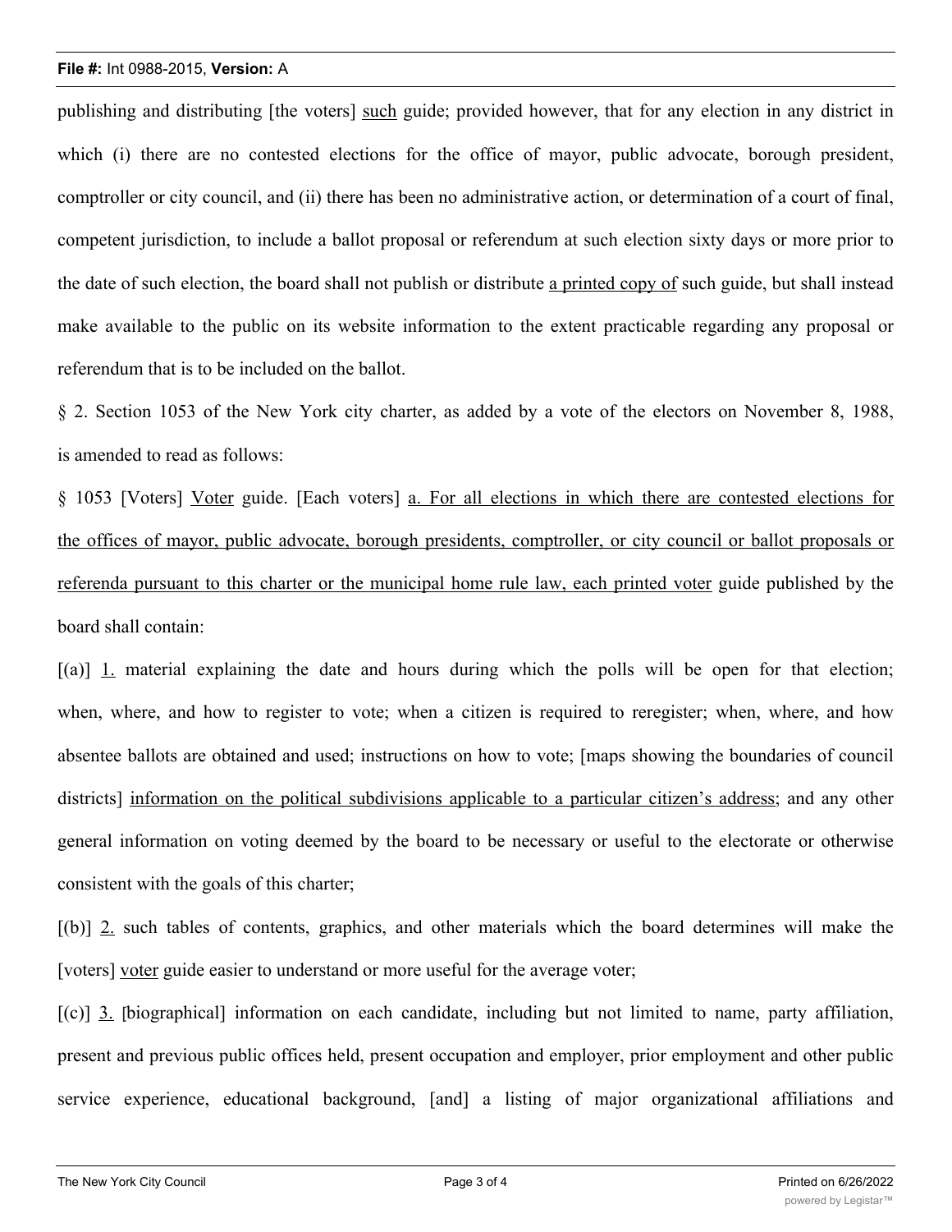publishing and distributing [the voters] <u>such</u> guide; provided however, that for any election in any district in which (i) there are no contested elections for the office of mayor, public advocate, borough president, comptroller or city council, and (ii) there has been no administrative action, or determination of a court of final, competent jurisdiction, to include a ballot proposal or referendum at such election sixty days or more prior to the date of such election, the board shall not publish or distribute <u>a printed copy of</u> such guide, but shall instead make available to the public on its website information to the extent practicable regarding any proposal or referendum that is to be included on the ballot.

§ 2. Section 1053 of the New York city charter, as added by a vote of the electors on November 8, 1988, is amended to read as follows:

§ 1053 [Voters] <u>Voter</u> guide. [Each voters] <u>a. For all elections in which there are contested elections for the offices of mayor, public advocate, borough presidents, comptroller, or city council or ballot proposals or referenda pursuant to this charter or the municipal home rule law, each printed voter</u> guide published by the board shall contain:

[(a)] <u>1.</u> material explaining the date and hours during which the polls will be open for that election; when, where, and how to register to vote; when a citizen is required to reregister; when, where, and how absentee ballots are obtained and used; instructions on how to vote; [maps showing the boundaries of council districts] <u>information on the political subdivisions applicable to a particular citizen's address</u>; and any other general information on voting deemed by the board to be necessary or useful to the electorate or otherwise consistent with the goals of this charter;

[(b)] <u>2.</u> such tables of contents, graphics, and other materials which the board determines will make the [voters] <u>voter</u> guide easier to understand or more useful for the average voter;

[(c)] <u>3.</u> [biographical] information on each candidate, including but not limited to name, party affiliation, present and previous public offices held, present occupation and employer, prior employment and other public service experience, educational background, [and] a listing of major organizational affiliations and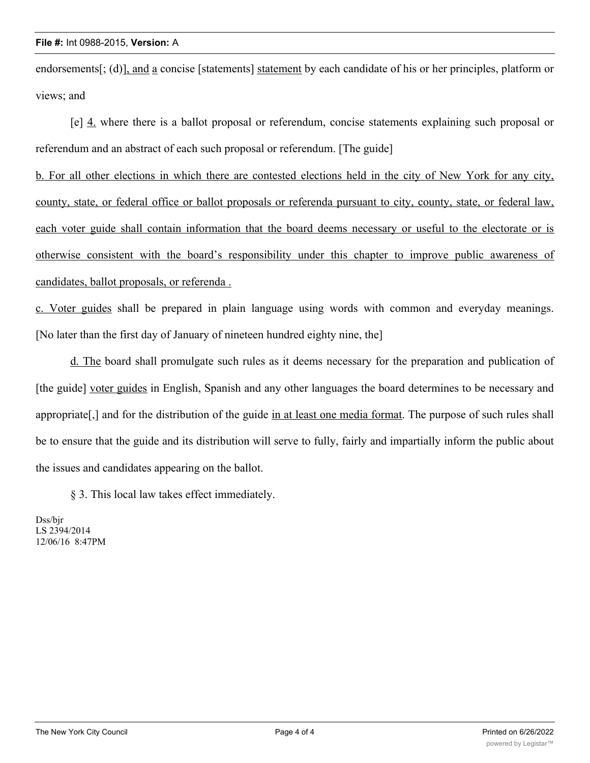endorsements[; (d)], and a concise [statements] statement by each candidate of his or her principles, platform or views; and

[e] 4. where there is a ballot proposal or referendum, concise statements explaining such proposal or referendum and an abstract of each such proposal or referendum. [The guide]

b. For all other elections in which there are contested elections held in the city of New York for any city, county, state, or federal office or ballot proposals or referenda pursuant to city, county, state, or federal law, each voter guide shall contain information that the board deems necessary or useful to the electorate or is otherwise consistent with the board's responsibility under this chapter to improve public awareness of candidates, ballot proposals, or referenda .

c. Voter guides shall be prepared in plain language using words with common and everyday meanings. [No later than the first day of January of nineteen hundred eighty nine, the]

d. The board shall promulgate such rules as it deems necessary for the preparation and publication of [the guide] voter guides in English, Spanish and any other languages the board determines to be necessary and appropriate[,] and for the distribution of the guide in at least one media format. The purpose of such rules shall be to ensure that the guide and its distribution will serve to fully, fairly and impartially inform the public about the issues and candidates appearing on the ballot.

§ 3. This local law takes effect immediately.

Dss/bjr
LS 2394/2014
12/06/16 8:47PM